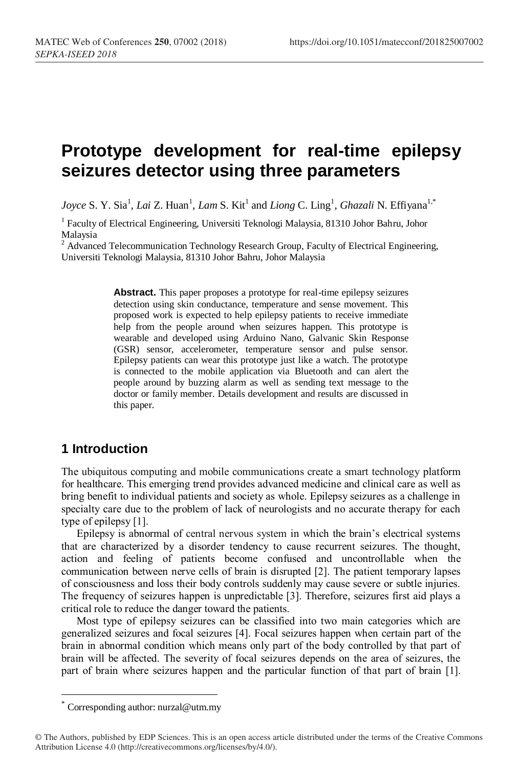# Prototype development for real-time epilepsy seizures detector using three parameters

*Joyce* S. Y. Sia[1], *Lai* Z. Huan[1], *Lam* S. Kit[1] and *Liong* C. Ling[1], *Ghazali* N. Effiyana[1,*]

[1] Faculty of Electrical Engineering, Universiti Teknologi Malaysia, 81310 Johor Bahru, Johor Malaysia

[2] Advanced Telecommunication Technology Research Group, Faculty of Electrical Engineering, Universiti Teknologi Malaysia, 81310 Johor Bahru, Johor Malaysia

**Abstract.** This paper proposes a prototype for real-time epilepsy seizures detection using skin conductance, temperature and sense movement. This proposed work is expected to help epilepsy patients to receive immediate help from the people around when seizures happen. This prototype is wearable and developed using Arduino Nano, Galvanic Skin Response (GSR) sensor, accelerometer, temperature sensor and pulse sensor. Epilepsy patients can wear this prototype just like a watch. The prototype is connected to the mobile application via Bluetooth and can alert the people around by buzzing alarm as well as sending text message to the doctor or family member. Details development and results are discussed in this paper.

## 1 Introduction

The ubiquitous computing and mobile communications create a smart technology platform for healthcare. This emerging trend provides advanced medicine and clinical care as well as bring benefit to individual patients and society as whole. Epilepsy seizures as a challenge in specialty care due to the problem of lack of neurologists and no accurate therapy for each type of epilepsy [1].

Epilepsy is abnormal of central nervous system in which the brain's electrical systems that are characterized by a disorder tendency to cause recurrent seizures. The thought, action and feeling of patients become confused and uncontrollable when the communication between nerve cells of brain is disrupted [2]. The patient temporary lapses of consciousness and loss their body controls suddenly may cause severe or subtle injuries. The frequency of seizures happen is unpredictable [3]. Therefore, seizures first aid plays a critical role to reduce the danger toward the patients.

Most type of epilepsy seizures can be classified into two main categories which are generalized seizures and focal seizures [4]. Focal seizures happen when certain part of the brain in abnormal condition which means only part of the body controlled by that part of brain will be affected. The severity of focal seizures depends on the area of seizures, the part of brain where seizures happen and the particular function of that part of brain [1].

* Corresponding author: nurzal@utm.my

© The Authors, published by EDP Sciences. This is an open access article distributed under the terms of the Creative Commons Attribution License 4.0 (http://creativecommons.org/licenses/by/4.0/).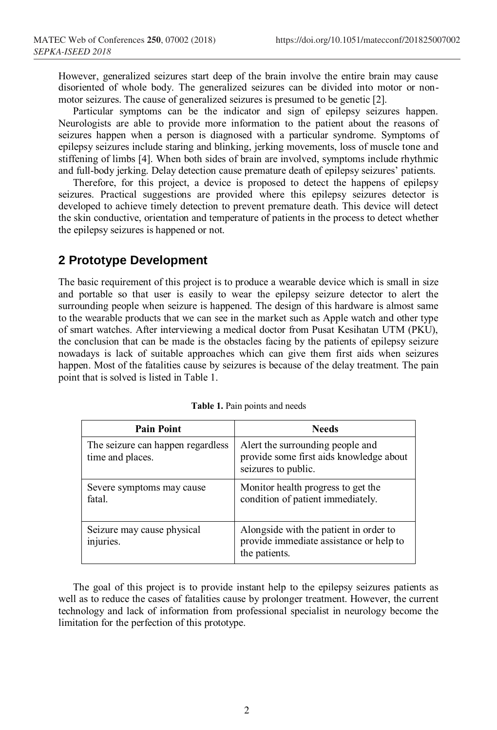However, generalized seizures start deep of the brain involve the entire brain may cause disoriented of whole body. The generalized seizures can be divided into motor or non-motor seizures. The cause of generalized seizures is presumed to be genetic [2].

Particular symptoms can be the indicator and sign of epilepsy seizures happen. Neurologists are able to provide more information to the patient about the reasons of seizures happen when a person is diagnosed with a particular syndrome. Symptoms of epilepsy seizures include staring and blinking, jerking movements, loss of muscle tone and stiffening of limbs [4]. When both sides of brain are involved, symptoms include rhythmic and full-body jerking. Delay detection cause premature death of epilepsy seizures' patients.

Therefore, for this project, a device is proposed to detect the happens of epilepsy seizures. Practical suggestions are provided where this epilepsy seizures detector is developed to achieve timely detection to prevent premature death. This device will detect the skin conductive, orientation and temperature of patients in the process to detect whether the epilepsy seizures is happened or not.

## 2 Prototype Development

The basic requirement of this project is to produce a wearable device which is small in size and portable so that user is easily to wear the epilepsy seizure detector to alert the surrounding people when seizure is happened. The design of this hardware is almost same to the wearable products that we can see in the market such as Apple watch and other type of smart watches. After interviewing a medical doctor from Pusat Kesihatan UTM (PKU), the conclusion that can be made is the obstacles facing by the patients of epilepsy seizure nowadays is lack of suitable approaches which can give them first aids when seizures happen. Most of the fatalities cause by seizures is because of the delay treatment. The pain point that is solved is listed in Table 1.

**Table 1.** Pain points and needs

| Pain Point | Needs |
|---|---|
| The seizure can happen regardless time and places. | Alert the surrounding people and provide some first aids knowledge about seizures to public. |
| Severe symptoms may cause fatal. | Monitor health progress to get the condition of patient immediately. |
| Seizure may cause physical injuries. | Alongside with the patient in order to provide immediate assistance or help to the patients. |

The goal of this project is to provide instant help to the epilepsy seizures patients as well as to reduce the cases of fatalities cause by prolonger treatment. However, the current technology and lack of information from professional specialist in neurology become the limitation for the perfection of this prototype.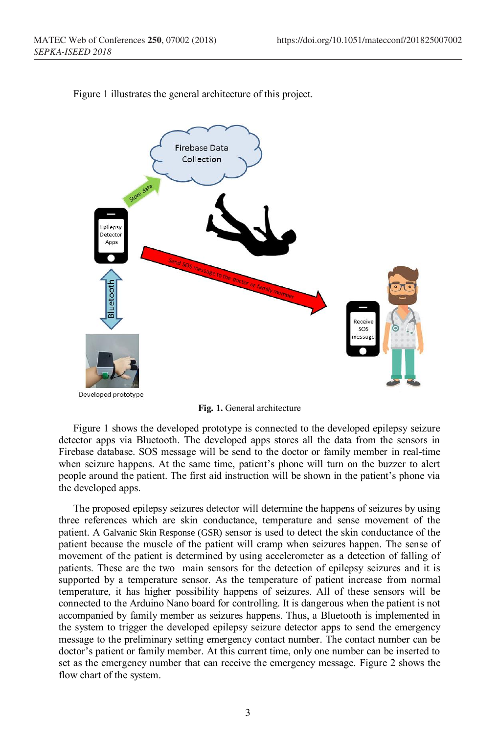Figure 1 illustrates the general architecture of this project.

**Fig. 1.** General architecture

Figure 1 shows the developed prototype is connected to the developed epilepsy seizure detector apps via Bluetooth. The developed apps stores all the data from the sensors in Firebase database. SOS message will be send to the doctor or family member in real-time when seizure happens. At the same time, patient's phone will turn on the buzzer to alert people around the patient. The first aid instruction will be shown in the patient's phone via the developed apps.

The proposed epilepsy seizures detector will determine the happens of seizures by using three references which are skin conductance, temperature and sense movement of the patient. A Galvanic Skin Response (GSR) sensor is used to detect the skin conductance of the patient because the muscle of the patient will cramp when seizures happen. The sense of movement of the patient is determined by using accelerometer as a detection of falling of patients. These are the two main sensors for the detection of epilepsy seizures and it is supported by a temperature sensor. As the temperature of patient increase from normal temperature, it has higher possibility happens of seizures. All of these sensors will be connected to the Arduino Nano board for controlling. It is dangerous when the patient is not accompanied by family member as seizures happens. Thus, a Bluetooth is implemented in the system to trigger the developed epilepsy seizure detector apps to send the emergency message to the preliminary setting emergency contact number. The contact number can be doctor's patient or family member. At this current time, only one number can be inserted to set as the emergency number that can receive the emergency message. Figure 2 shows the flow chart of the system.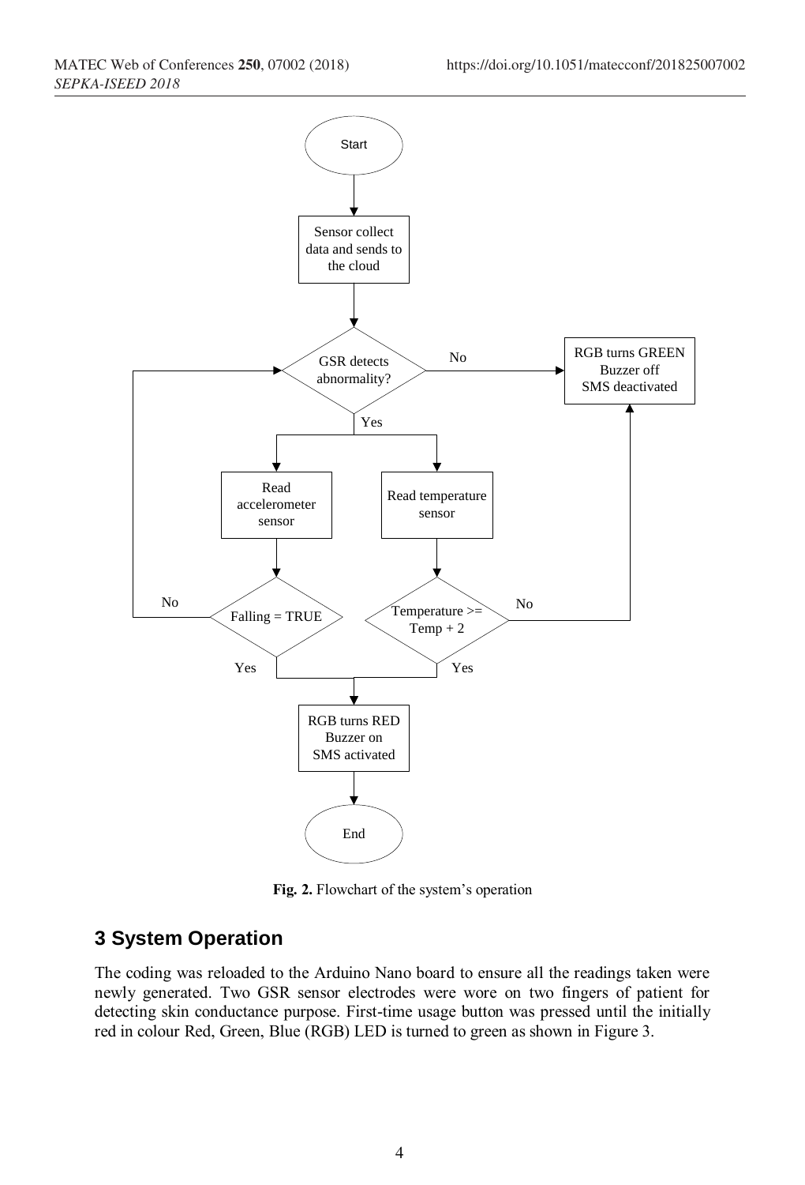**Fig. 2.** Flowchart of the system's operation

## 3 System Operation

The coding was reloaded to the Arduino Nano board to ensure all the readings taken were newly generated. Two GSR sensor electrodes were wore on two fingers of patient for detecting skin conductance purpose. First-time usage button was pressed until the initially red in colour Red, Green, Blue (RGB) LED is turned to green as shown in Figure 3.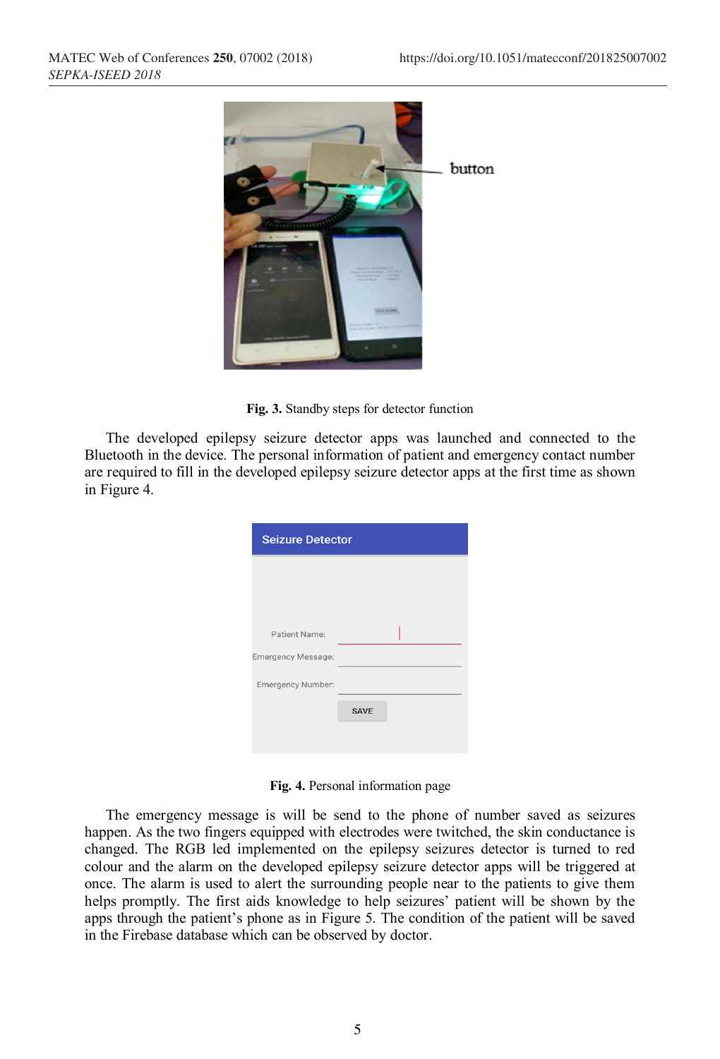**Fig. 3.** Standby steps for detector function

The developed epilepsy seizure detector apps was launched and connected to the Bluetooth in the device. The personal information of patient and emergency contact number are required to fill in the developed epilepsy seizure detector apps at the first time as shown in Figure 4.

**Fig. 4.** Personal information page

The emergency message is will be send to the phone of number saved as seizures happen. As the two fingers equipped with electrodes were twitched, the skin conductance is changed. The RGB led implemented on the epilepsy seizures detector is turned to red colour and the alarm on the developed epilepsy seizure detector apps will be triggered at once. The alarm is used to alert the surrounding people near to the patients to give them helps promptly. The first aids knowledge to help seizures' patient will be shown by the apps through the patient's phone as in Figure 5. The condition of the patient will be saved in the Firebase database which can be observed by doctor.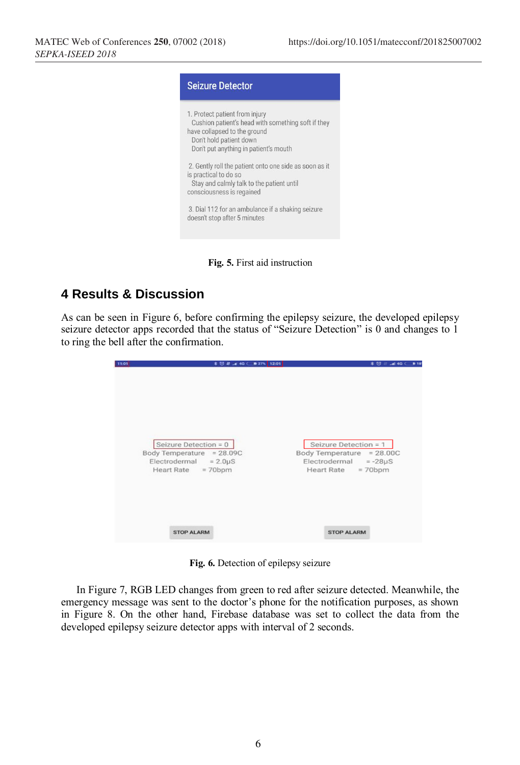**Seizure Detector**

1. Protect patient from injury
   Cushion patient's head with something soft if they have collapsed to the ground
   Don't hold patient down
   Don't put anything in patient's mouth

2. Gently roll the patient onto one side as soon as it is practical to do so
   Stay and calmly talk to the patient until consciousness is regained

3. Dial 112 for an ambulance if a shaking seizure doesn't stop after 5 minutes

**Fig. 5.** First aid instruction

## 4 Results & Discussion

As can be seen in Figure 6, before confirming the epilepsy seizure, the developed epilepsy seizure detector apps recorded that the status of "Seizure Detection" is 0 and changes to 1 to ring the bell after the confirmation.

| | |
|---|---|
| Seizure Detection = 0 | Seizure Detection = 1 |
| Body Temperature = 28.09C | Body Temperature = 28.00C |
| Electrodermal = 2.0µS | Electrodermal = -28µS |
| Heart Rate = 70bpm | Heart Rate = 70bpm |
| STOP ALARM | STOP ALARM |

**Fig. 6.** Detection of epilepsy seizure

In Figure 7, RGB LED changes from green to red after seizure detected. Meanwhile, the emergency message was sent to the doctor's phone for the notification purposes, as shown in Figure 8. On the other hand, Firebase database was set to collect the data from the developed epilepsy seizure detector apps with interval of 2 seconds.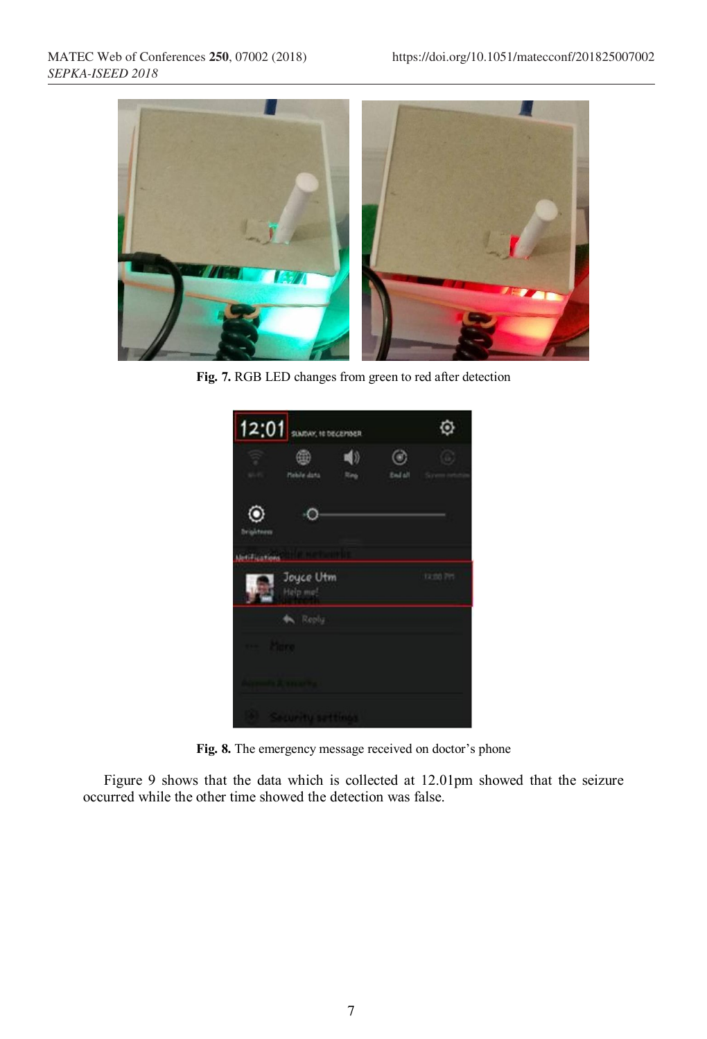**Fig. 7.** RGB LED changes from green to red after detection

**Fig. 8.** The emergency message received on doctor's phone

Figure 9 shows that the data which is collected at 12.01pm showed that the seizure occurred while the other time showed the detection was false.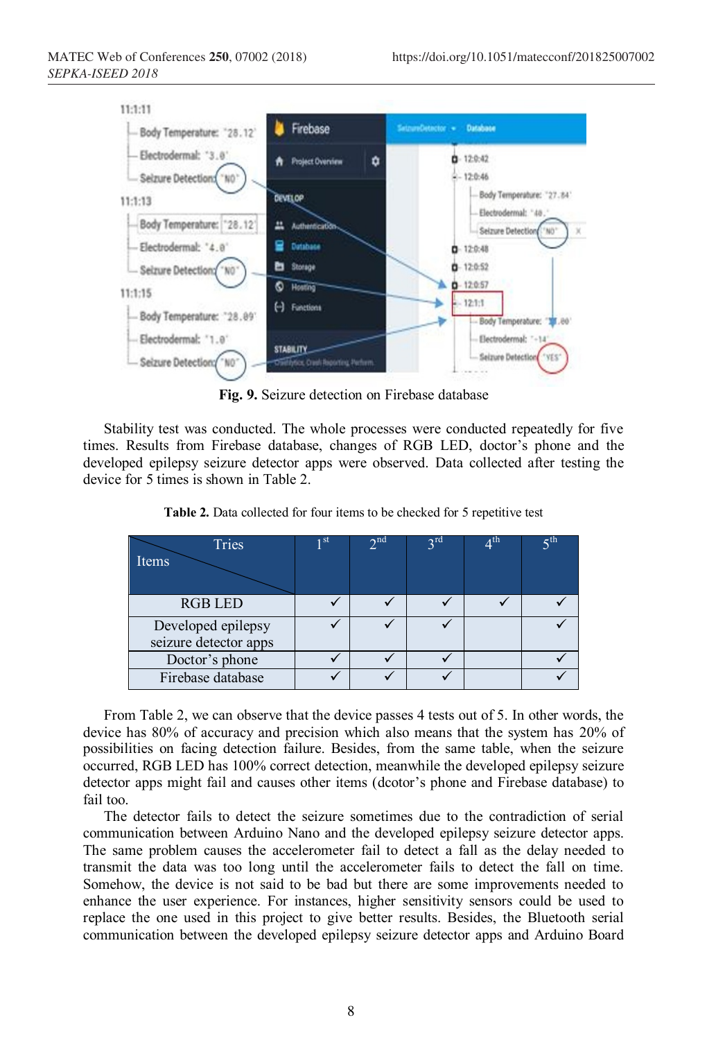Fig. 9. Seizure detection on Firebase database

Stability test was conducted. The whole processes were conducted repeatedly for five times. Results from Firebase database, changes of RGB LED, doctor's phone and the developed epilepsy seizure detector apps were observed. Data collected after testing the device for 5 times is shown in Table 2.

**Table 2.** Data collected for four items to be checked for 5 repetitive test

| Items \ Tries | 1st | 2nd | 3rd | 4th | 5th |
|---|---|---|---|---|---|
| RGB LED | ✓ | ✓ | ✓ | ✓ | ✓ |
| Developed epilepsy seizure detector apps | ✓ | ✓ | ✓ | | ✓ |
| Doctor's phone | ✓ | ✓ | ✓ | | ✓ |
| Firebase database | ✓ | ✓ | ✓ | | ✓ |

From Table 2, we can observe that the device passes 4 tests out of 5. In other words, the device has 80% of accuracy and precision which also means that the system has 20% of possibilities on facing detection failure. Besides, from the same table, when the seizure occurred, RGB LED has 100% correct detection, meanwhile the developed epilepsy seizure detector apps might fail and causes other items (dcotor's phone and Firebase database) to fail too.

The detector fails to detect the seizure sometimes due to the contradiction of serial communication between Arduino Nano and the developed epilepsy seizure detector apps. The same problem causes the accelerometer fail to detect a fall as the delay needed to transmit the data was too long until the accelerometer fails to detect the fall on time. Somehow, the device is not said to be bad but there are some improvements needed to enhance the user experience. For instances, higher sensitivity sensors could be used to replace the one used in this project to give better results. Besides, the Bluetooth serial communication between the developed epilepsy seizure detector apps and Arduino Board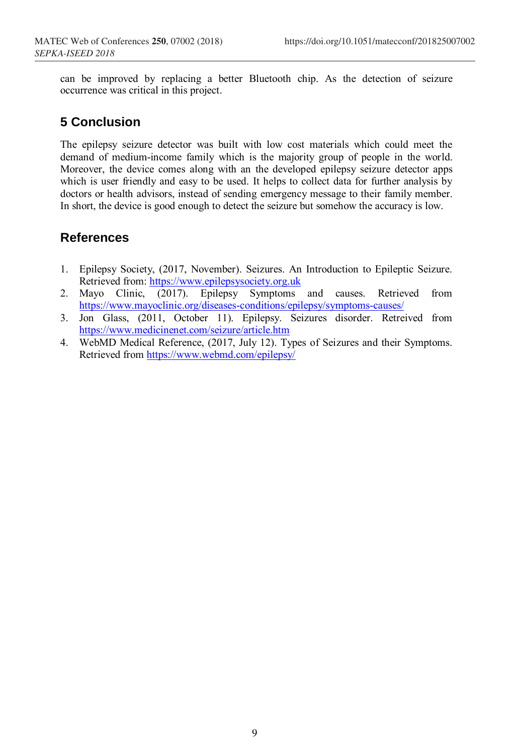can be improved by replacing a better Bluetooth chip. As the detection of seizure occurrence was critical in this project.

## 5 Conclusion

The epilepsy seizure detector was built with low cost materials which could meet the demand of medium-income family which is the majority group of people in the world. Moreover, the device comes along with an the developed epilepsy seizure detector apps which is user friendly and easy to be used. It helps to collect data for further analysis by doctors or health advisors, instead of sending emergency message to their family member. In short, the device is good enough to detect the seizure but somehow the accuracy is low.

## References

1. Epilepsy Society, (2017, November). Seizures. An Introduction to Epileptic Seizure. Retrieved from: https://www.epilepsysociety.org.uk
2. Mayo Clinic, (2017). Epilepsy Symptoms and causes. Retrieved from https://www.mayoclinic.org/diseases-conditions/epilepsy/symptoms-causes/
3. Jon Glass, (2011, October 11). Epilepsy. Seizures disorder. Retreived from https://www.medicinenet.com/seizure/article.htm
4. WebMD Medical Reference, (2017, July 12). Types of Seizures and their Symptoms. Retrieved from https://www.webmd.com/epilepsy/